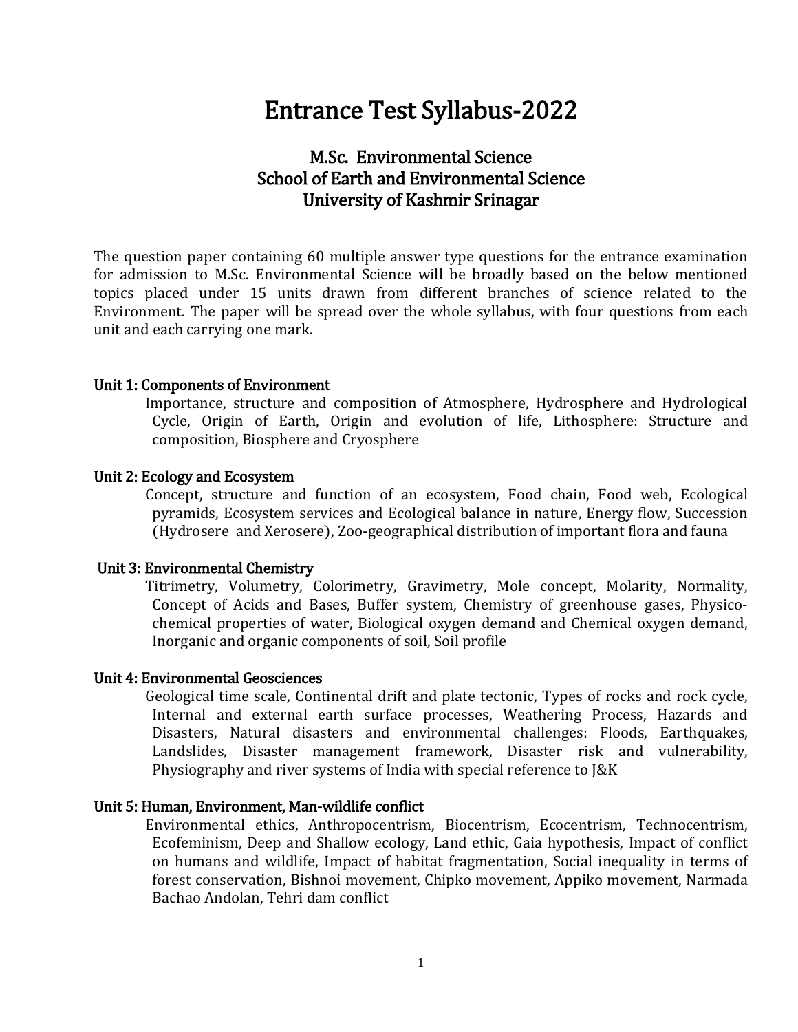# Entrance Test Syllabus-2022

## M.Sc. Environmental Science
## School of Earth and Environmental Science
## University of Kashmir Srinagar

The question paper containing 60 multiple answer type questions for the entrance examination for admission to M.Sc. Environmental Science will be broadly based on the below mentioned topics placed under 15 units drawn from different branches of science related to the Environment. The paper will be spread over the whole syllabus, with four questions from each unit and each carrying one mark.

### Unit 1: Components of Environment

Importance, structure and composition of Atmosphere, Hydrosphere and Hydrological Cycle, Origin of Earth, Origin and evolution of life, Lithosphere: Structure and composition, Biosphere and Cryosphere

### Unit 2: Ecology and Ecosystem

Concept, structure and function of an ecosystem, Food chain, Food web, Ecological pyramids, Ecosystem services and Ecological balance in nature, Energy flow, Succession (Hydrosere and Xerosere), Zoo-geographical distribution of important flora and fauna

### Unit 3: Environmental Chemistry

Titrimetry, Volumetry, Colorimetry, Gravimetry, Mole concept, Molarity, Normality, Concept of Acids and Bases, Buffer system, Chemistry of greenhouse gases, Physico-chemical properties of water, Biological oxygen demand and Chemical oxygen demand, Inorganic and organic components of soil, Soil profile

### Unit 4: Environmental Geosciences

Geological time scale, Continental drift and plate tectonic, Types of rocks and rock cycle, Internal and external earth surface processes, Weathering Process, Hazards and Disasters, Natural disasters and environmental challenges: Floods, Earthquakes, Landslides, Disaster management framework, Disaster risk and vulnerability, Physiography and river systems of India with special reference to J&K

### Unit 5: Human, Environment, Man-wildlife conflict

Environmental ethics, Anthropocentrism, Biocentrism, Ecocentrism, Technocentrism, Ecofeminism, Deep and Shallow ecology, Land ethic, Gaia hypothesis, Impact of conflict on humans and wildlife, Impact of habitat fragmentation, Social inequality in terms of forest conservation, Bishnoi movement, Chipko movement, Appiko movement, Narmada Bachao Andolan, Tehri dam conflict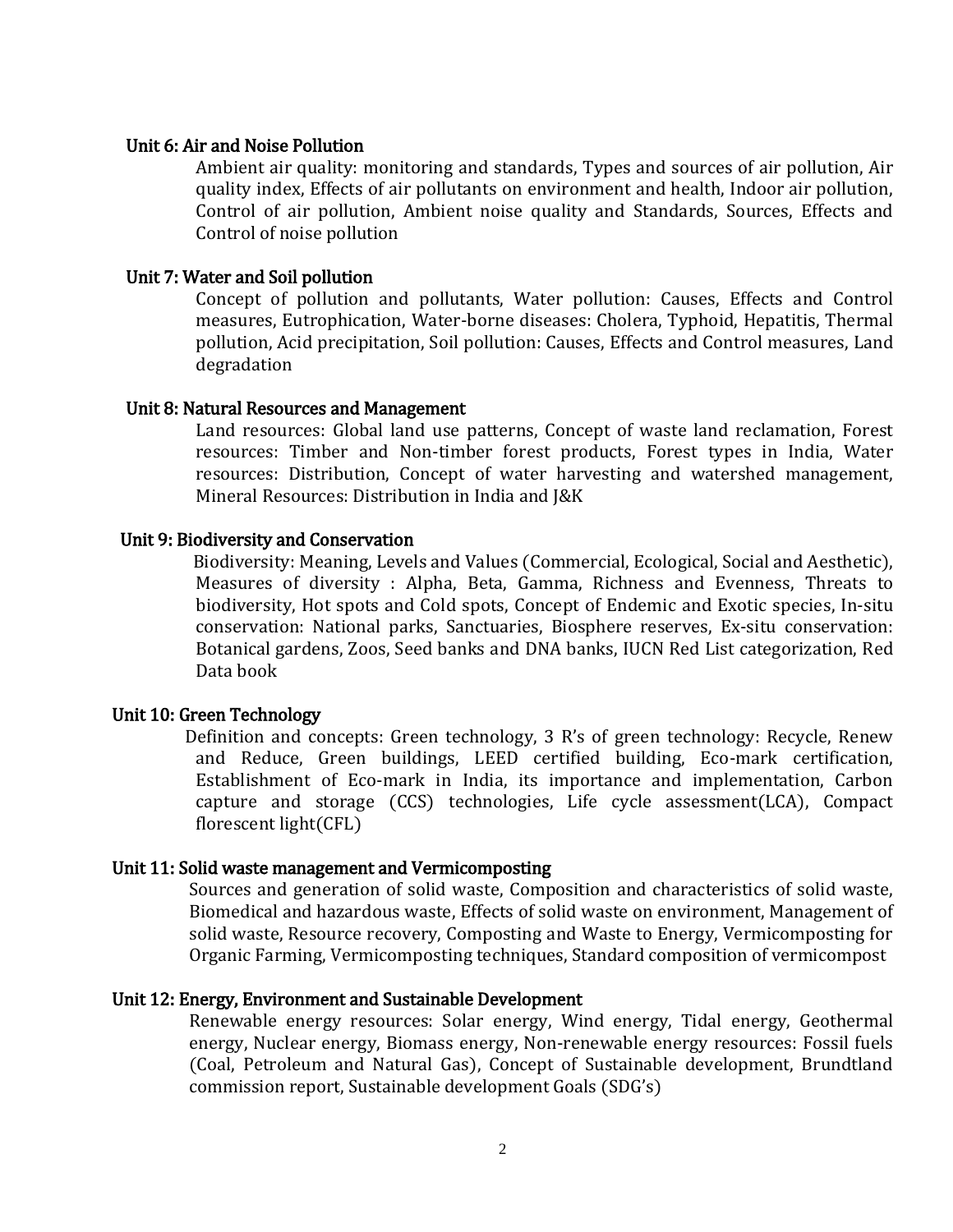### Unit 6: Air and Noise Pollution

Ambient air quality: monitoring and standards, Types and sources of air pollution, Air quality index, Effects of air pollutants on environment and health, Indoor air pollution, Control of air pollution, Ambient noise quality and Standards, Sources, Effects and Control of noise pollution

### Unit 7: Water and Soil pollution

Concept of pollution and pollutants, Water pollution: Causes, Effects and Control measures, Eutrophication, Water-borne diseases: Cholera, Typhoid, Hepatitis, Thermal pollution, Acid precipitation, Soil pollution: Causes, Effects and Control measures, Land degradation

### Unit 8: Natural Resources and Management

Land resources: Global land use patterns, Concept of waste land reclamation, Forest resources: Timber and Non-timber forest products, Forest types in India, Water resources: Distribution, Concept of water harvesting and watershed management, Mineral Resources: Distribution in India and J&K

### Unit 9: Biodiversity and Conservation

Biodiversity: Meaning, Levels and Values (Commercial, Ecological, Social and Aesthetic), Measures of diversity : Alpha, Beta, Gamma, Richness and Evenness, Threats to biodiversity, Hot spots and Cold spots, Concept of Endemic and Exotic species, In-situ conservation: National parks, Sanctuaries, Biosphere reserves, Ex-situ conservation: Botanical gardens, Zoos, Seed banks and DNA banks, IUCN Red List categorization, Red Data book

### Unit 10: Green Technology

Definition and concepts: Green technology, 3 R's of green technology: Recycle, Renew and Reduce, Green buildings, LEED certified building, Eco-mark certification, Establishment of Eco-mark in India, its importance and implementation, Carbon capture and storage (CCS) technologies, Life cycle assessment(LCA), Compact florescent light(CFL)

### Unit 11: Solid waste management and Vermicomposting

Sources and generation of solid waste, Composition and characteristics of solid waste, Biomedical and hazardous waste, Effects of solid waste on environment, Management of solid waste, Resource recovery, Composting and Waste to Energy, Vermicomposting for Organic Farming, Vermicomposting techniques, Standard composition of vermicompost

### Unit 12: Energy, Environment and Sustainable Development

Renewable energy resources: Solar energy, Wind energy, Tidal energy, Geothermal energy, Nuclear energy, Biomass energy, Non-renewable energy resources: Fossil fuels (Coal, Petroleum and Natural Gas), Concept of Sustainable development, Brundtland commission report, Sustainable development Goals (SDG's)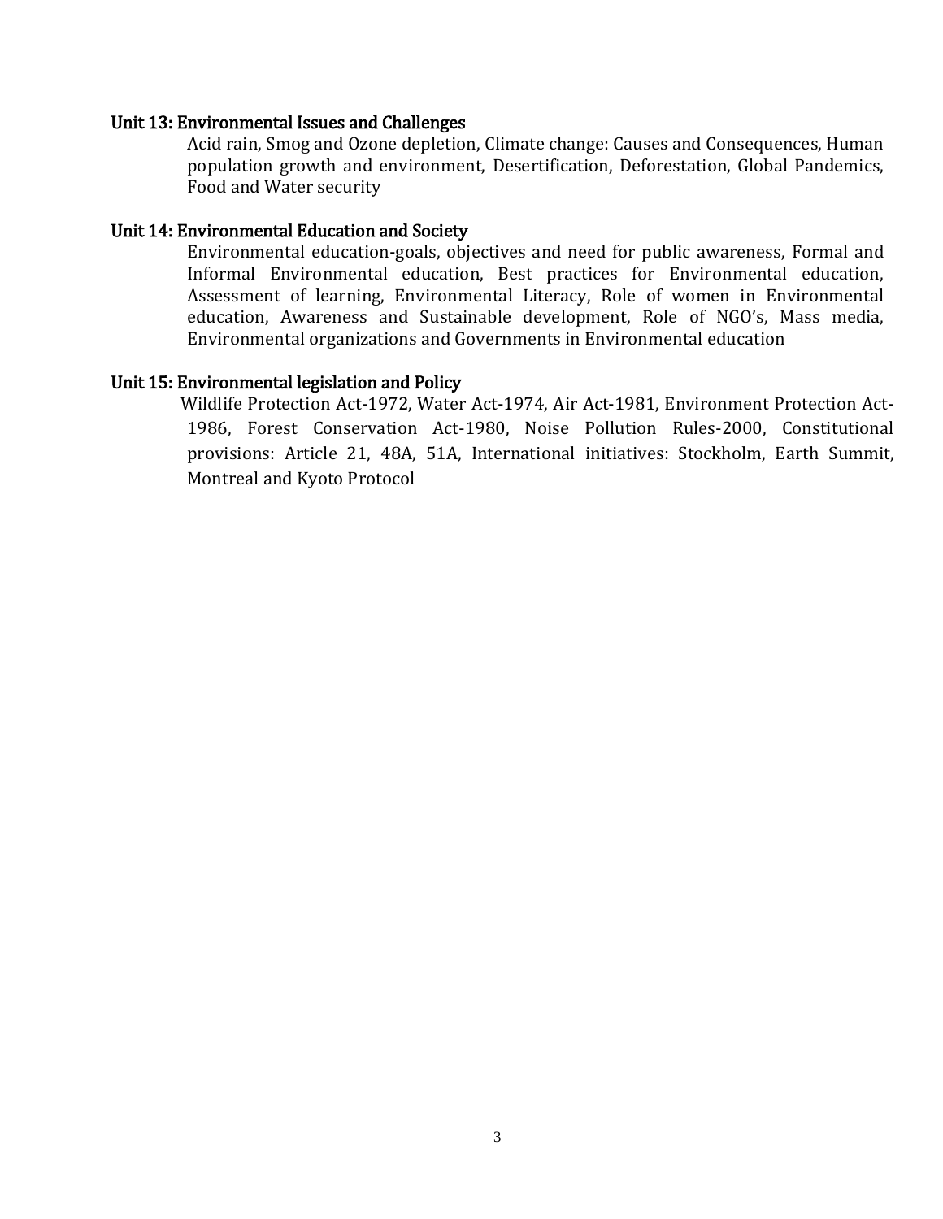### Unit 13: Environmental Issues and Challenges

Acid rain, Smog and Ozone depletion, Climate change: Causes and Consequences, Human population growth and environment, Desertification, Deforestation, Global Pandemics, Food and Water security

### Unit 14: Environmental Education and Society

Environmental education-goals, objectives and need for public awareness, Formal and Informal Environmental education, Best practices for Environmental education, Assessment of learning, Environmental Literacy, Role of women in Environmental education, Awareness and Sustainable development, Role of NGO's, Mass media, Environmental organizations and Governments in Environmental education

### Unit 15: Environmental legislation and Policy

Wildlife Protection Act-1972, Water Act-1974, Air Act-1981, Environment Protection Act-1986, Forest Conservation Act-1980, Noise Pollution Rules-2000, Constitutional provisions: Article 21, 48A, 51A, International initiatives: Stockholm, Earth Summit, Montreal and Kyoto Protocol